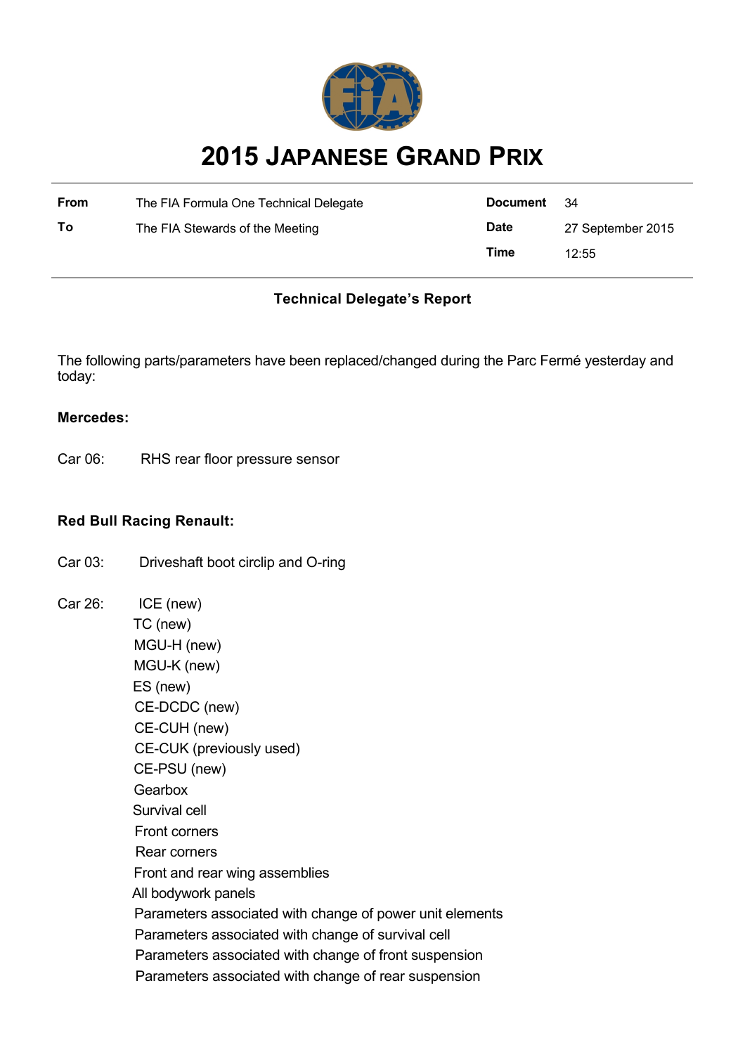# 2015 Japanese Grand Prix

| From | The FIA Formula One Technical Delegate | Document | 34 |
| --- | --- | --- | --- |
| To | The FIA Stewards of the Meeting | Date | 27 September 2015 |
| | | Time | 12:55 |

**Technical Delegate's Report**

The following parts/parameters have been replaced/changed during the Parc Fermé yesterday and today:

**Mercedes:**

Car 06: RHS rear floor pressure sensor

**Red Bull Racing Renault:**

Car 03: Driveshaft boot circlip and O-ring

Car 26:
- ICE (new)
- TC (new)
- MGU-H (new)
- MGU-K (new)
- ES (new)
- CE-DCDC (new)
- CE-CUH (new)
- CE-CUK (previously used)
- CE-PSU (new)
- Gearbox
- Survival cell
- Front corners
- Rear corners
- Front and rear wing assemblies
- All bodywork panels
- Parameters associated with change of power unit elements
- Parameters associated with change of survival cell
- Parameters associated with change of front suspension
- Parameters associated with change of rear suspension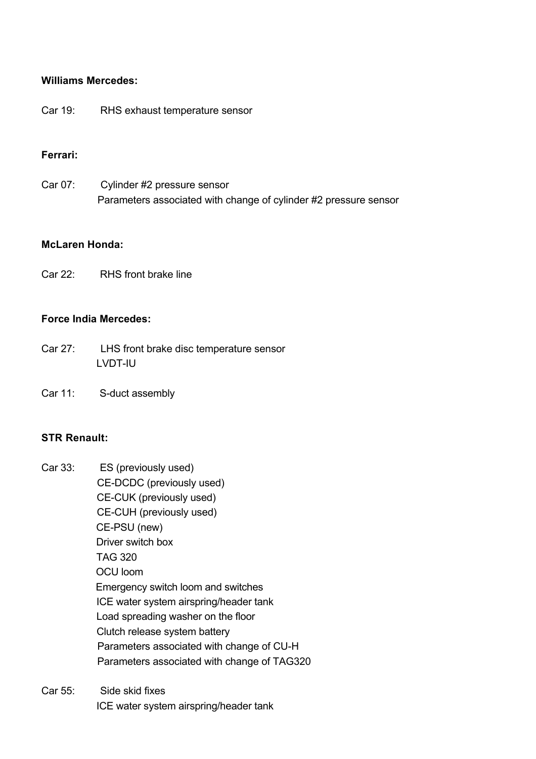**Williams Mercedes:**

Car 19: RHS exhaust temperature sensor

**Ferrari:**

Car 07: Cylinder #2 pressure sensor
Parameters associated with change of cylinder #2 pressure sensor

**McLaren Honda:**

Car 22: RHS front brake line

**Force India Mercedes:**

Car 27: LHS front brake disc temperature sensor
LVDT-IU

Car 11: S-duct assembly

**STR Renault:**

Car 33: ES (previously used)
CE-DCDC (previously used)
CE-CUK (previously used)
CE-CUH (previously used)
CE-PSU (new)
Driver switch box
TAG 320
OCU loom
Emergency switch loom and switches
ICE water system airspring/header tank
Load spreading washer on the floor
Clutch release system battery
Parameters associated with change of CU-H
Parameters associated with change of TAG320

Car 55: Side skid fixes
ICE water system airspring/header tank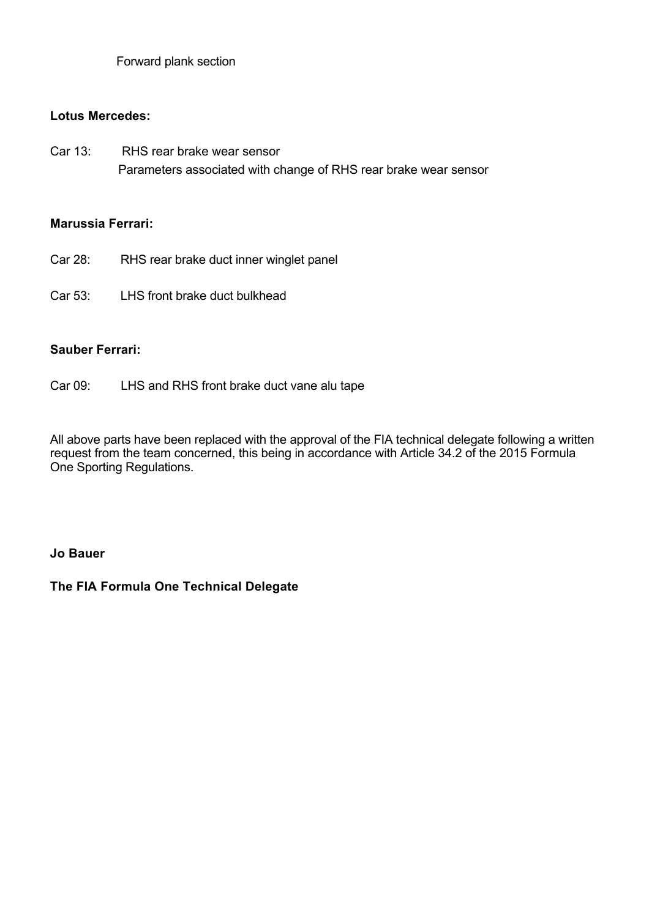Forward plank section

**Lotus Mercedes:**

Car 13: RHS rear brake wear sensor
Parameters associated with change of RHS rear brake wear sensor

**Marussia Ferrari:**

Car 28: RHS rear brake duct inner winglet panel

Car 53: LHS front brake duct bulkhead

**Sauber Ferrari:**

Car 09: LHS and RHS front brake duct vane alu tape

All above parts have been replaced with the approval of the FIA technical delegate following a written request from the team concerned, this being in accordance with Article 34.2 of the 2015 Formula One Sporting Regulations.

**Jo Bauer**

**The FIA Formula One Technical Delegate**